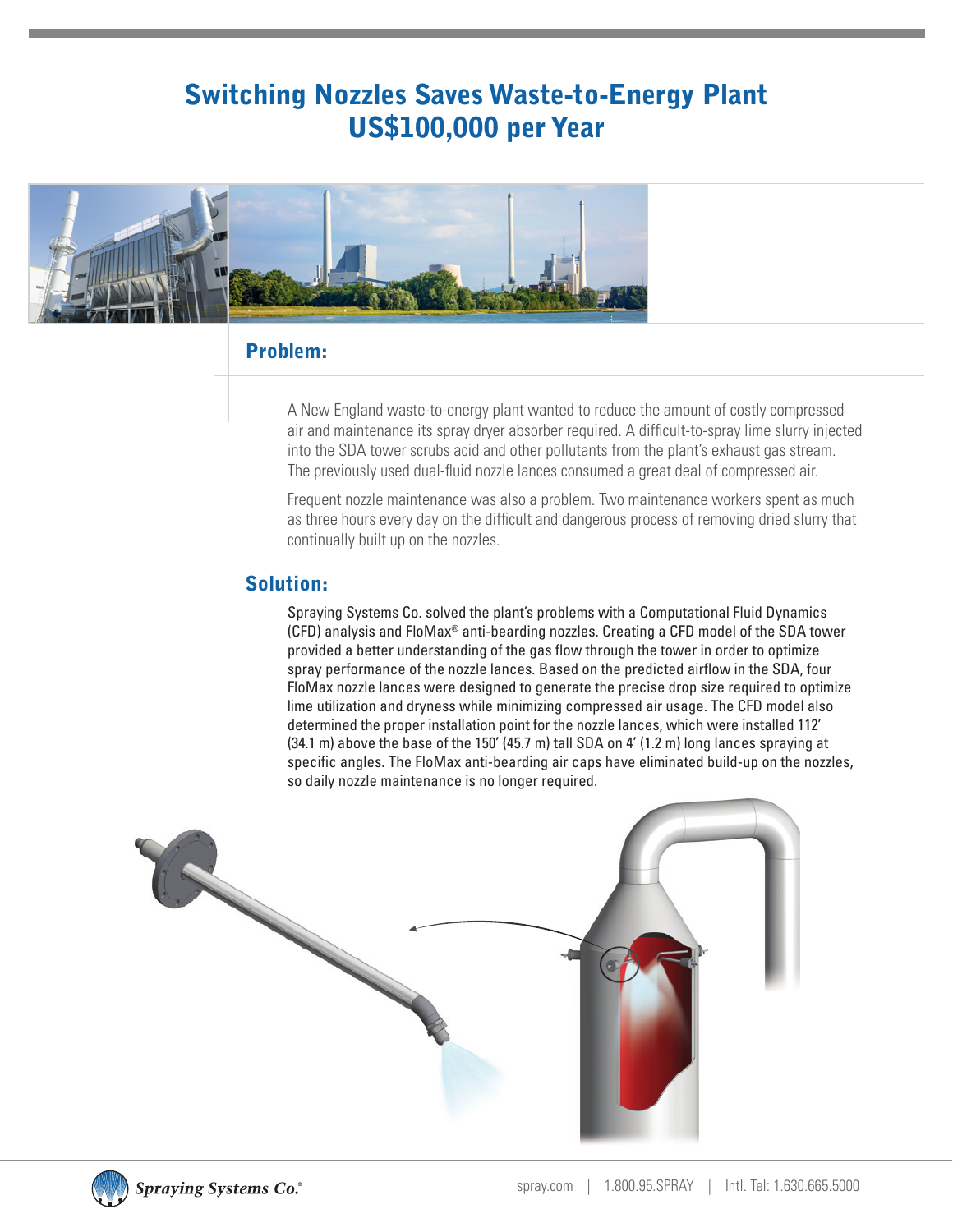# Switching Nozzles Saves Waste-to-Energy Plant US$100,000 per Year

## Problem:

A New England waste-to-energy plant wanted to reduce the amount of costly compressed air and maintenance its spray dryer absorber required. A difficult-to-spray lime slurry injected into the SDA tower scrubs acid and other pollutants from the plant's exhaust gas stream. The previously used dual-fluid nozzle lances consumed a great deal of compressed air.

Frequent nozzle maintenance was also a problem. Two maintenance workers spent as much as three hours every day on the difficult and dangerous process of removing dried slurry that continually built up on the nozzles.

## Solution:

Spraying Systems Co. solved the plant's problems with a Computational Fluid Dynamics (CFD) analysis and FloMax® anti-bearding nozzles. Creating a CFD model of the SDA tower provided a better understanding of the gas flow through the tower in order to optimize spray performance of the nozzle lances. Based on the predicted airflow in the SDA, four FloMax nozzle lances were designed to generate the precise drop size required to optimize lime utilization and dryness while minimizing compressed air usage. The CFD model also determined the proper installation point for the nozzle lances, which were installed 112' (34.1 m) above the base of the 150' (45.7 m) tall SDA on 4' (1.2 m) long lances spraying at specific angles. The FloMax anti-bearding air caps have eliminated build-up on the nozzles, so daily nozzle maintenance is no longer required.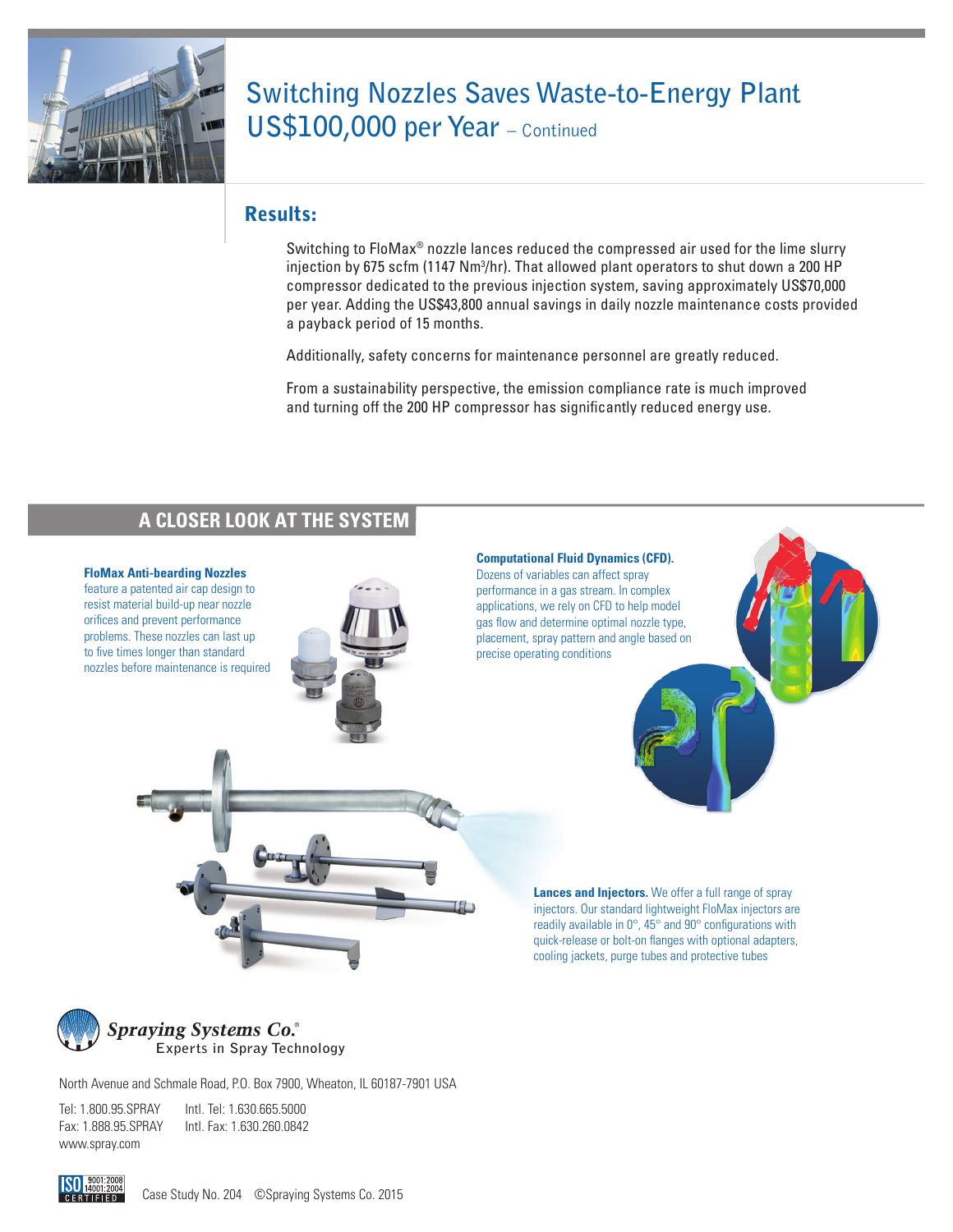# Switching Nozzles Saves Waste-to-Energy Plant US$100,000 per Year – Continued

## Results:

Switching to FloMax® nozzle lances reduced the compressed air used for the lime slurry injection by 675 scfm (1147 Nm³/hr). That allowed plant operators to shut down a 200 HP compressor dedicated to the previous injection system, saving approximately US$70,000 per year. Adding the US$43,800 annual savings in daily nozzle maintenance costs provided a payback period of 15 months.

Additionally, safety concerns for maintenance personnel are greatly reduced.

From a sustainability perspective, the emission compliance rate is much improved and turning off the 200 HP compressor has significantly reduced energy use.

## A CLOSER LOOK AT THE SYSTEM

**FloMax Anti-bearding Nozzles** feature a patented air cap design to resist material build-up near nozzle orifices and prevent performance problems. These nozzles can last up to five times longer than standard nozzles before maintenance is required

**Computational Fluid Dynamics (CFD).** Dozens of variables can affect spray performance in a gas stream. In complex applications, we rely on CFD to help model gas flow and determine optimal nozzle type, placement, spray pattern and angle based on precise operating conditions

**Lances and Injectors.** We offer a full range of spray injectors. Our standard lightweight FloMax injectors are readily available in 0°, 45° and 90° configurations with quick-release or bolt-on flanges with optional adapters, cooling jackets, purge tubes and protective tubes

**Spraying Systems Co.®**
Experts in Spray Technology

North Avenue and Schmale Road, P.O. Box 7900, Wheaton, IL 60187-7901 USA

Tel: 1.800.95.SPRAY Intl. Tel: 1.630.665.5000
Fax: 1.888.95.SPRAY Intl. Fax: 1.630.260.0842
www.spray.com

ISO 9001:2008 14001:2004 CERTIFIED

Case Study No. 204 ©Spraying Systems Co. 2015